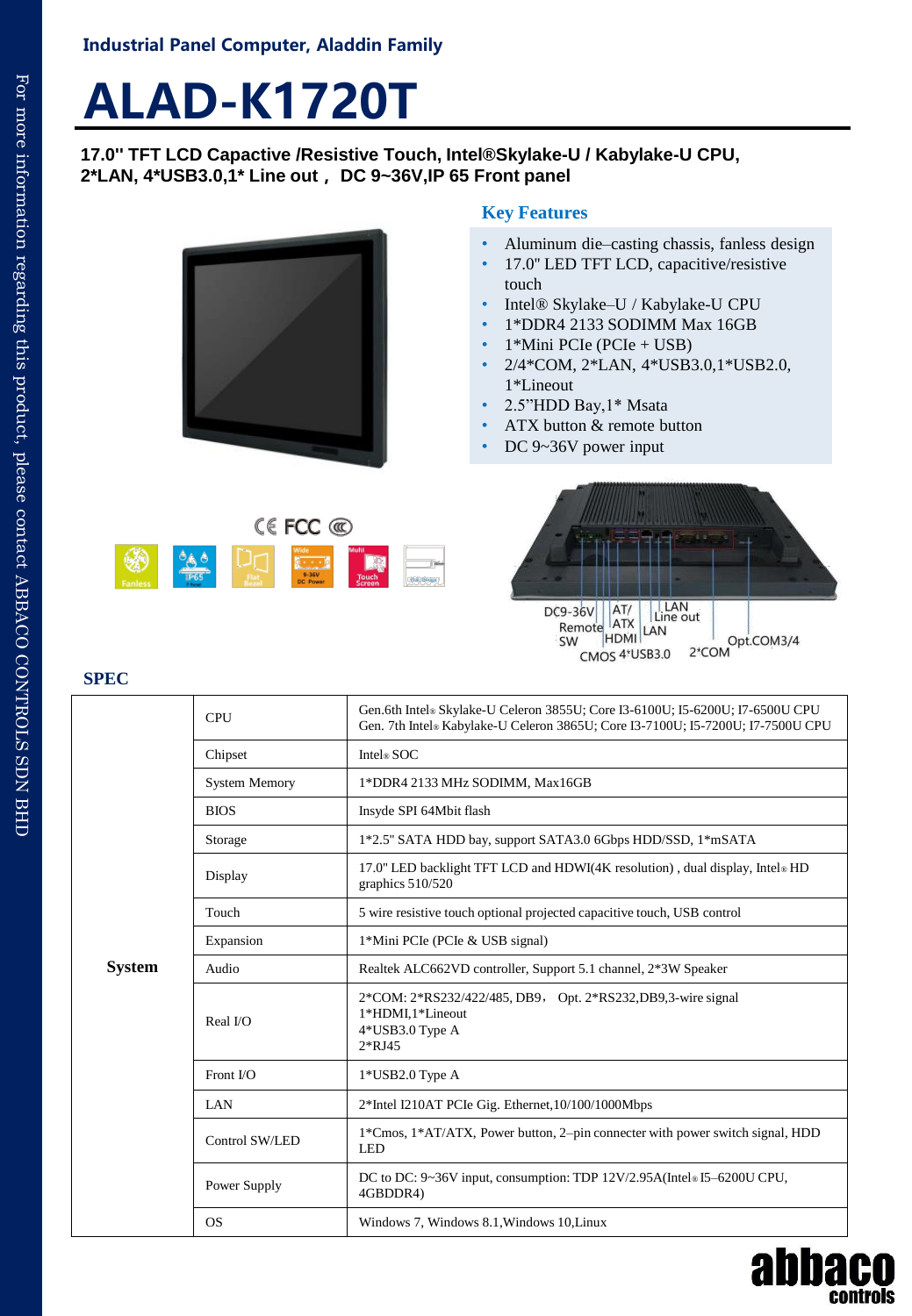Industrial Panel Computer, Aladdin Family

# ALAD-K1720T

**17.0" TFT LCD Capactive /Resistive Touch, Intel®Skylake-U / Kabylake-U CPU, 2*LAN, 4*USB3.0,1* Line out， DC 9~36V,IP 65 Front panel**

## Key Features

- Aluminum die–casting chassis, fanless design
- 17.0" LED TFT LCD, capacitive/resistive touch
- Intel® Skylake–U / Kabylake-U CPU
- 1*DDR4 2133 SODIMM Max 16GB
- 1*Mini PCIe (PCIe + USB)
- 2/4*COM, 2*LAN, 4*USB3.0,1*USB2.0, 1*Lineout
- 2.5"HDD Bay,1* Msata
- ATX button & remote button
- DC 9~36V power input

DC9-36V, Remote SW, CMOS, AT/ATX, HDMI, 4*USB3.0, LAN, Line out, LAN, 2*COM, Opt.COM3/4

## SPEC

| | | |
|---|---|---|
| **System** | CPU | Gen.6th Intel® Skylake-U Celeron 3855U; Core I3-6100U; I5-6200U; I7-6500U CPU<br>Gen. 7th Intel® Kabylake-U Celeron 3865U; Core I3-7100U; I5-7200U; I7-7500U CPU |
| | Chipset | Intel® SOC |
| | System Memory | 1*DDR4 2133 MHz SODIMM, Max16GB |
| | BIOS | Insyde SPI 64Mbit flash |
| | Storage | 1*2.5" SATA HDD bay, support SATA3.0 6Gbps HDD/SSD, 1*mSATA |
| | Display | 17.0" LED backlight TFT LCD and HDWI(4K resolution) , dual display, Intel® HD graphics 510/520 |
| | Touch | 5 wire resistive touch optional projected capacitive touch, USB control |
| | Expansion | 1*Mini PCIe (PCIe & USB signal) |
| | Audio | Realtek ALC662VD controller, Support 5.1 channel, 2*3W Speaker |
| | Real I/O | 2*COM: 2*RS232/422/485, DB9， Opt. 2*RS232,DB9,3-wire signal<br>1*HDMI,1*Lineout<br>4*USB3.0 Type A<br>2*RJ45 |
| | Front I/O | 1*USB2.0 Type A |
| | LAN | 2*Intel I210AT PCIe Gig. Ethernet,10/100/1000Mbps |
| | Control SW/LED | 1*Cmos, 1*AT/ATX, Power button, 2–pin connecter with power switch signal, HDD LED |
| | Power Supply | DC to DC: 9~36V input, consumption: TDP 12V/2.95A(Intel® I5–6200U CPU, 4GBDDR4) |
| | OS | Windows 7, Windows 8.1,Windows 10,Linux |

For more information regarding this product, please contact ABBACO CONTROLS SDN BHD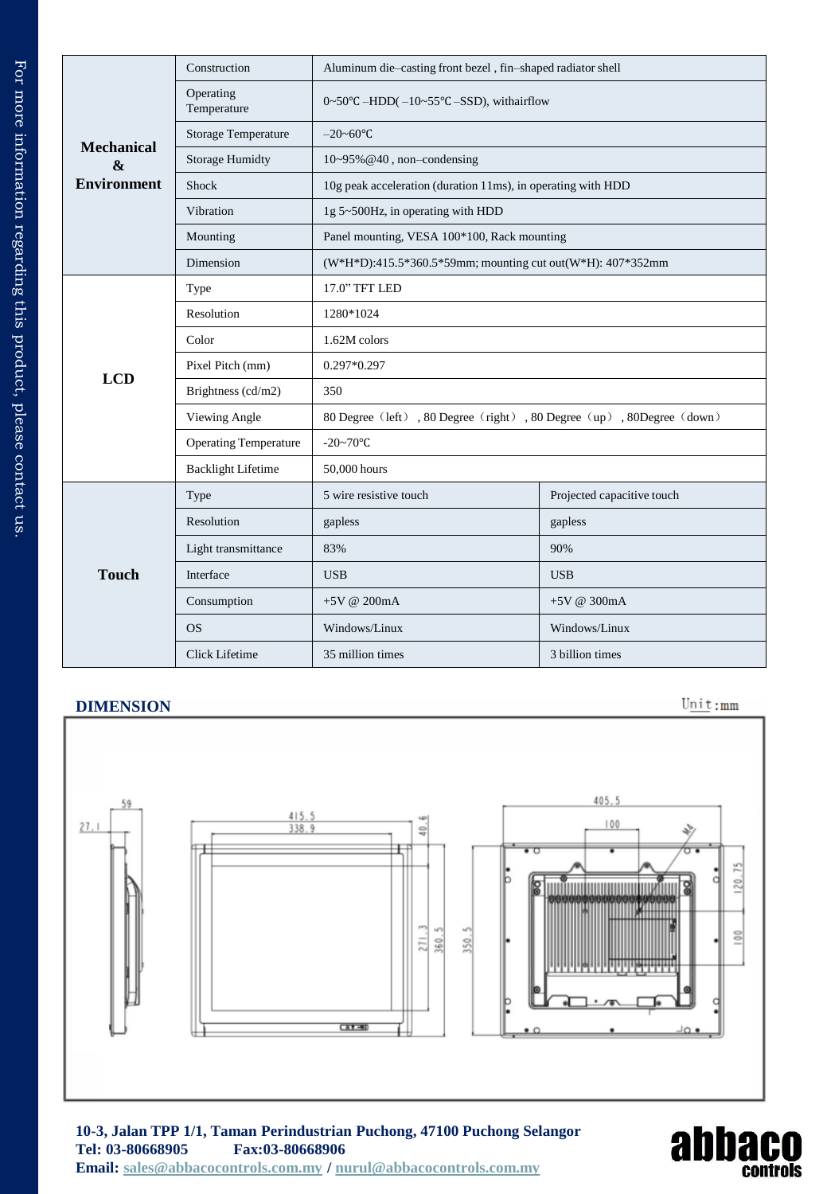| | | | |
|---|---|---|---|
| **Mechanical & Environment** | Construction | Aluminum die–casting front bezel , fin–shaped radiator shell | |
| | Operating Temperature | 0~50℃ –HDD( –10~55℃ –SSD), withairflow | |
| | Storage Temperature | –20~60℃ | |
| | Storage Humidty | 10~95%@40 , non–condensing | |
| | Shock | 10g peak acceleration (duration 11ms), in operating with HDD | |
| | Vibration | 1g 5~500Hz, in operating with HDD | |
| | Mounting | Panel mounting, VESA 100*100, Rack mounting | |
| | Dimension | (W*H*D):415.5*360.5*59mm; mounting cut out(W*H): 407*352mm | |
| **LCD** | Type | 17.0" TFT LED | |
| | Resolution | 1280*1024 | |
| | Color | 1.62M colors | |
| | Pixel Pitch (mm) | 0.297*0.297 | |
| | Brightness (cd/m2) | 350 | |
| | Viewing Angle | 80 Degree（left） , 80 Degree（right） , 80 Degree（up） , 80Degree（down） | |
| | Operating Temperature | -20~70℃ | |
| | Backlight Lifetime | 50,000 hours | |
| **Touch** | Type | 5 wire resistive touch | Projected capacitive touch |
| | Resolution | gapless | gapless |
| | Light transmittance | 83% | 90% |
| | Interface | USB | USB |
| | Consumption | +5V @ 200mA | +5V @ 300mA |
| | OS | Windows/Linux | Windows/Linux |
| | Click Lifetime | 35 million times | 3 billion times |

## DIMENSION

Unit:mm

59
27.1
415.5
338.9
40.6
271.3
360.5
350.5
405.5
100
M4
120.75
100

**10-3, Jalan TPP 1/1, Taman Perindustrian Puchong, 47100 Puchong Selangor**
**Tel: 03-80668905 Fax:03-80668906**
**Email:** sales@abbacocontrols.com.my / nurul@abbacocontrols.com.my

abbaco controls

For more information regarding this product, please contact us.